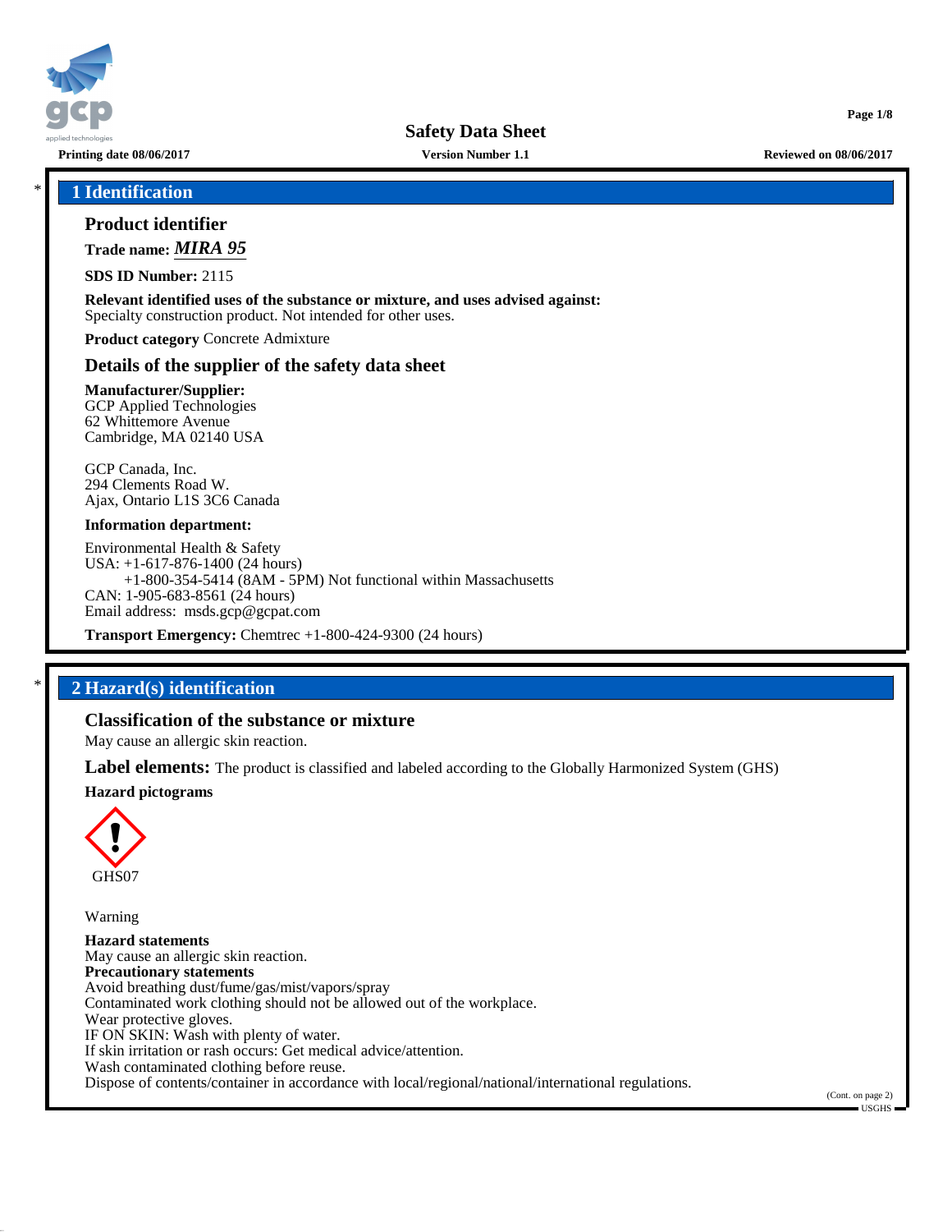# Safety Data Sheet

**Printing date 08/06/2017** | **Version Number 1.1** | **Reviewed on 08/06/2017**

## * 1 Identification

### Product identifier

**Trade name:** ***MIRA 95***

**SDS ID Number:** 2115

**Relevant identified uses of the substance or mixture, and uses advised against:**
Specialty construction product. Not intended for other uses.

**Product category** Concrete Admixture

### Details of the supplier of the safety data sheet

**Manufacturer/Supplier:**
GCP Applied Technologies
62 Whittemore Avenue
Cambridge, MA 02140 USA

GCP Canada, Inc.
294 Clements Road W.
Ajax, Ontario L1S 3C6 Canada

**Information department:**

Environmental Health & Safety
USA: +1-617-876-1400 (24 hours)
+1-800-354-5414 (8AM - 5PM) Not functional within Massachusetts
CAN: 1-905-683-8561 (24 hours)
Email address: msds.gcp@gcpat.com

**Transport Emergency:** Chemtrec +1-800-424-9300 (24 hours)

## * 2 Hazard(s) identification

### Classification of the substance or mixture

May cause an allergic skin reaction.

**Label elements:** The product is classified and labeled according to the Globally Harmonized System (GHS)

**Hazard pictograms**

GHS07

Warning

**Hazard statements**
May cause an allergic skin reaction.

**Precautionary statements**
Avoid breathing dust/fume/gas/mist/vapors/spray
Contaminated work clothing should not be allowed out of the workplace.
Wear protective gloves.
IF ON SKIN: Wash with plenty of water.
If skin irritation or rash occurs: Get medical advice/attention.
Wash contaminated clothing before reuse.
Dispose of contents/container in accordance with local/regional/national/international regulations.

(Cont. on page 2)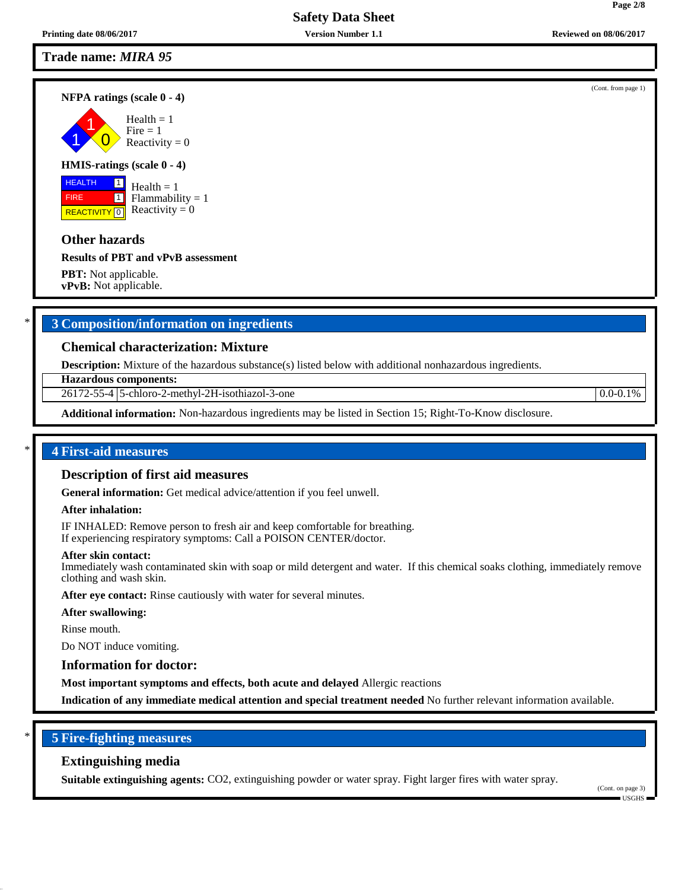## Trade name: *MIRA 95*

(Cont. from page 1)

**NFPA ratings (scale 0 - 4)**

Health = 1
Fire = 1
Reactivity = 0

**HMIS-ratings (scale 0 - 4)**

| | |
|---|---|
| HEALTH | 1 |
| FIRE | 1 |
| REACTIVITY | 0 |

Health = 1
Flammability = 1
Reactivity = 0

### Other hazards

**Results of PBT and vPvB assessment**

**PBT:** Not applicable.
**vPvB:** Not applicable.

## * 3 Composition/information on ingredients

### Chemical characterization: Mixture

**Description:** Mixture of the hazardous substance(s) listed below with additional nonhazardous ingredients.

| **Hazardous components:** | | |
|---|---|---|
| 26172-55-4 | 5-chloro-2-methyl-2H-isothiazol-3-one | 0.0-0.1% |

**Additional information:** Non-hazardous ingredients may be listed in Section 15; Right-To-Know disclosure.

## * 4 First-aid measures

### Description of first aid measures

**General information:** Get medical advice/attention if you feel unwell.

**After inhalation:**

IF INHALED: Remove person to fresh air and keep comfortable for breathing.
If experiencing respiratory symptoms: Call a POISON CENTER/doctor.

**After skin contact:**
Immediately wash contaminated skin with soap or mild detergent and water. If this chemical soaks clothing, immediately remove clothing and wash skin.

**After eye contact:** Rinse cautiously with water for several minutes.

**After swallowing:**

Rinse mouth.

Do NOT induce vomiting.

### Information for doctor:

**Most important symptoms and effects, both acute and delayed** Allergic reactions

**Indication of any immediate medical attention and special treatment needed** No further relevant information available.

## * 5 Fire-fighting measures

### Extinguishing media

**Suitable extinguishing agents:** $CO_2$, extinguishing powder or water spray. Fight larger fires with water spray.

(Cont. on page 3)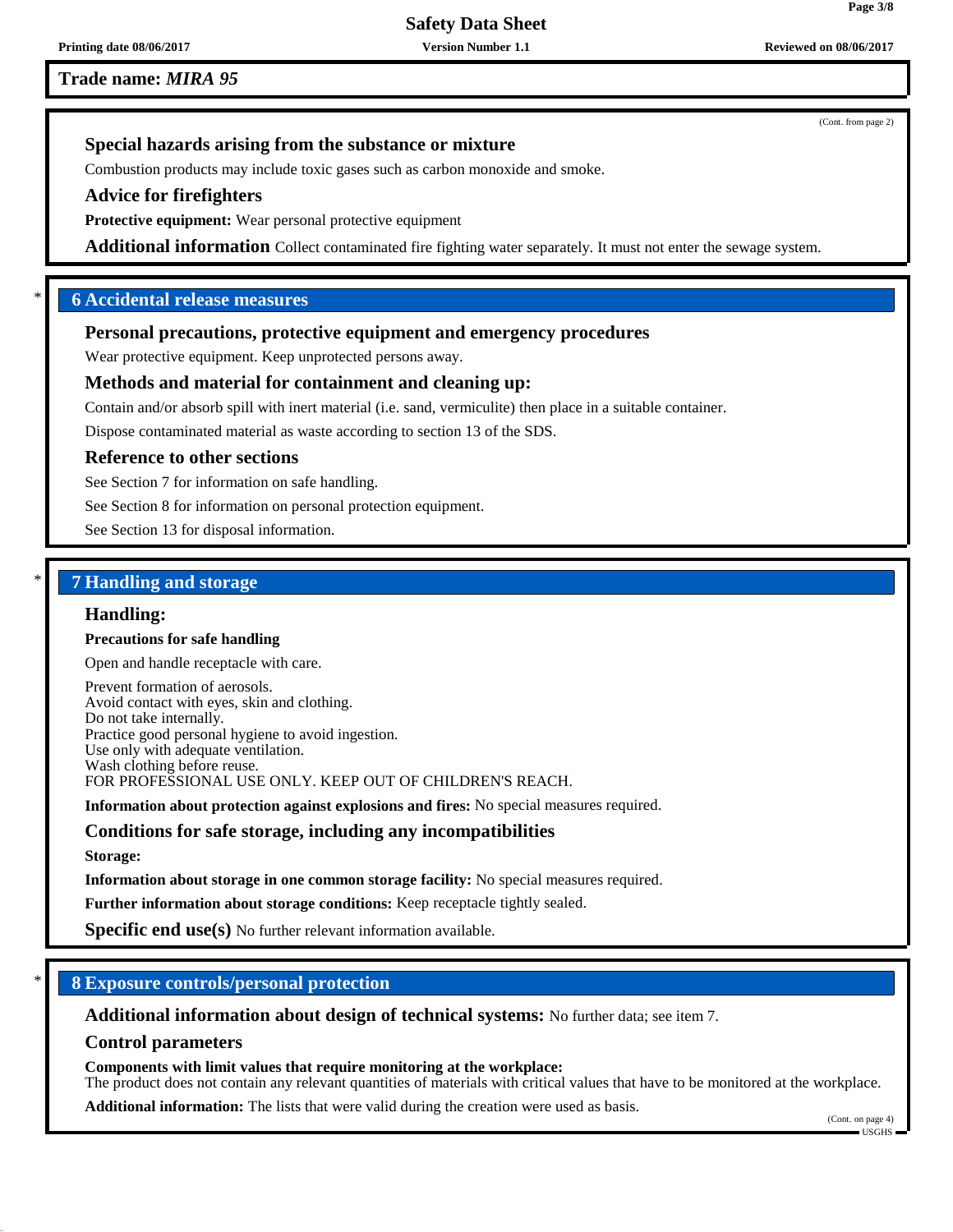(Cont. from page 2)

### Special hazards arising from the substance or mixture

Combustion products may include toxic gases such as carbon monoxide and smoke.

### Advice for firefighters

**Protective equipment:** Wear personal protective equipment

**Additional information** Collect contaminated fire fighting water separately. It must not enter the sewage system.

## * 6 Accidental release measures

### Personal precautions, protective equipment and emergency procedures

Wear protective equipment. Keep unprotected persons away.

### Methods and material for containment and cleaning up:

Contain and/or absorb spill with inert material (i.e. sand, vermiculite) then place in a suitable container.

Dispose contaminated material as waste according to section 13 of the SDS.

### Reference to other sections

See Section 7 for information on safe handling.

See Section 8 for information on personal protection equipment.

See Section 13 for disposal information.

## * 7 Handling and storage

### Handling:

**Precautions for safe handling**

Open and handle receptacle with care.

Prevent formation of aerosols.
Avoid contact with eyes, skin and clothing.
Do not take internally.
Practice good personal hygiene to avoid ingestion.
Use only with adequate ventilation.
Wash clothing before reuse.
FOR PROFESSIONAL USE ONLY. KEEP OUT OF CHILDREN'S REACH.

**Information about protection against explosions and fires:** No special measures required.

### Conditions for safe storage, including any incompatibilities

**Storage:**

**Information about storage in one common storage facility:** No special measures required.

**Further information about storage conditions:** Keep receptacle tightly sealed.

**Specific end use(s)** No further relevant information available.

## * 8 Exposure controls/personal protection

**Additional information about design of technical systems:** No further data; see item 7.

### Control parameters

**Components with limit values that require monitoring at the workplace:**
The product does not contain any relevant quantities of materials with critical values that have to be monitored at the workplace.

**Additional information:** The lists that were valid during the creation were used as basis.

(Cont. on page 4)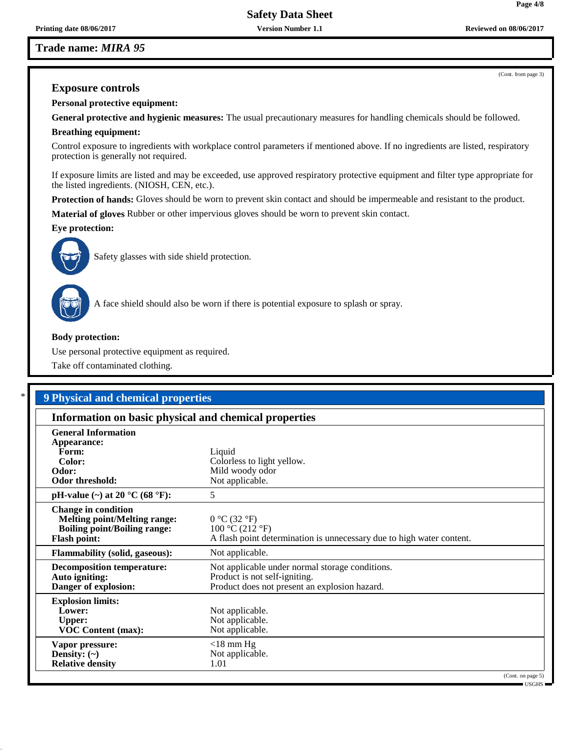Trade name: *MIRA 95*

(Cont. from page 3)

### Exposure controls

**Personal protective equipment:**

**General protective and hygienic measures:** The usual precautionary measures for handling chemicals should be followed.

**Breathing equipment:**

Control exposure to ingredients with workplace control parameters if mentioned above. If no ingredients are listed, respiratory protection is generally not required.

If exposure limits are listed and may be exceeded, use approved respiratory protective equipment and filter type appropriate for the listed ingredients. (NIOSH, CEN, etc.).

**Protection of hands:** Gloves should be worn to prevent skin contact and should be impermeable and resistant to the product.

**Material of gloves** Rubber or other impervious gloves should be worn to prevent skin contact.

**Eye protection:**

Safety glasses with side shield protection.

A face shield should also be worn if there is potential exposure to splash or spray.

**Body protection:**

Use personal protective equipment as required.

Take off contaminated clothing.

## 9 Physical and chemical properties

### Information on basic physical and chemical properties

| | |
|---|---|
| **General Information** | |
| **Appearance:** | |
| **Form:** | Liquid |
| **Color:** | Colorless to light yellow. |
| **Odor:** | Mild woody odor |
| **Odor threshold:** | Not applicable. |
| **pH-value (~) at 20 °C (68 °F):** | 5 |
| **Change in condition** | |
| **Melting point/Melting range:** | 0 °C (32 °F) |
| **Boiling point/Boiling range:** | 100 °C (212 °F) |
| **Flash point:** | A flash point determination is unnecessary due to high water content. |
| **Flammability (solid, gaseous):** | Not applicable. |
| **Decomposition temperature:** | Not applicable under normal storage conditions. |
| **Auto igniting:** | Product is not self-igniting. |
| **Danger of explosion:** | Product does not present an explosion hazard. |
| **Explosion limits:** | |
| **Lower:** | Not applicable. |
| **Upper:** | Not applicable. |
| **VOC Content (max):** | Not applicable. |
| **Vapor pressure:** | <18 mm Hg |
| **Density: (~)** | Not applicable. |
| **Relative density** | 1.01 |

(Cont. on page 5)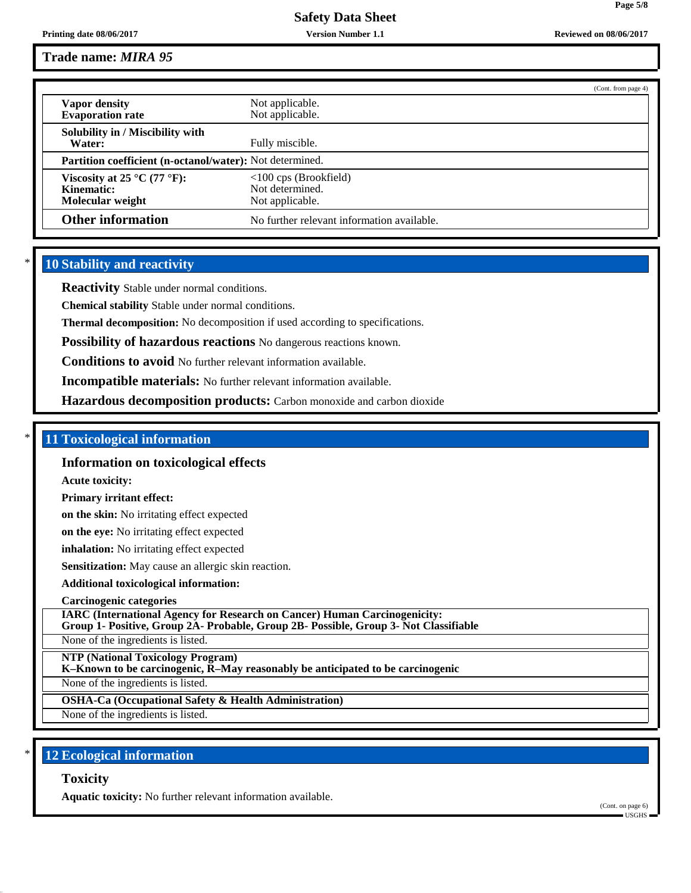**Trade name:** ***MIRA 95***

(Cont. from page 4)

| | |
|---|---|
| **Vapor density** | Not applicable. |
| **Evaporation rate** | Not applicable. |
| **Solubility in / Miscibility with Water:** | Fully miscible. |
| **Partition coefficient (n-octanol/water):** | Not determined. |
| **Viscosity at 25 °C (77 °F):** | <100 cps (Brookfield) |
| **Kinematic:** | Not determined. |
| **Molecular weight** | Not applicable. |
| **Other information** | No further relevant information available. |

## * 10 Stability and reactivity

**Reactivity** Stable under normal conditions.

**Chemical stability** Stable under normal conditions.

**Thermal decomposition:** No decomposition if used according to specifications.

**Possibility of hazardous reactions** No dangerous reactions known.

**Conditions to avoid** No further relevant information available.

**Incompatible materials:** No further relevant information available.

**Hazardous decomposition products:** Carbon monoxide and carbon dioxide

## * 11 Toxicological information

### Information on toxicological effects

**Acute toxicity:**

**Primary irritant effect:**

**on the skin:** No irritating effect expected

**on the eye:** No irritating effect expected

**inhalation:** No irritating effect expected

**Sensitization:** May cause an allergic skin reaction.

**Additional toxicological information:**

**Carcinogenic categories**

**IARC (International Agency for Research on Cancer) Human Carcinogenicity:**
**Group 1- Positive, Group 2A- Probable, Group 2B- Possible, Group 3- Not Classifiable**

None of the ingredients is listed.

**NTP (National Toxicology Program)**
**K–Known to be carcinogenic, R–May reasonably be anticipated to be carcinogenic**

None of the ingredients is listed.

**OSHA-Ca (Occupational Safety & Health Administration)**

None of the ingredients is listed.

## * 12 Ecological information

### Toxicity

**Aquatic toxicity:** No further relevant information available.

(Cont. on page 6)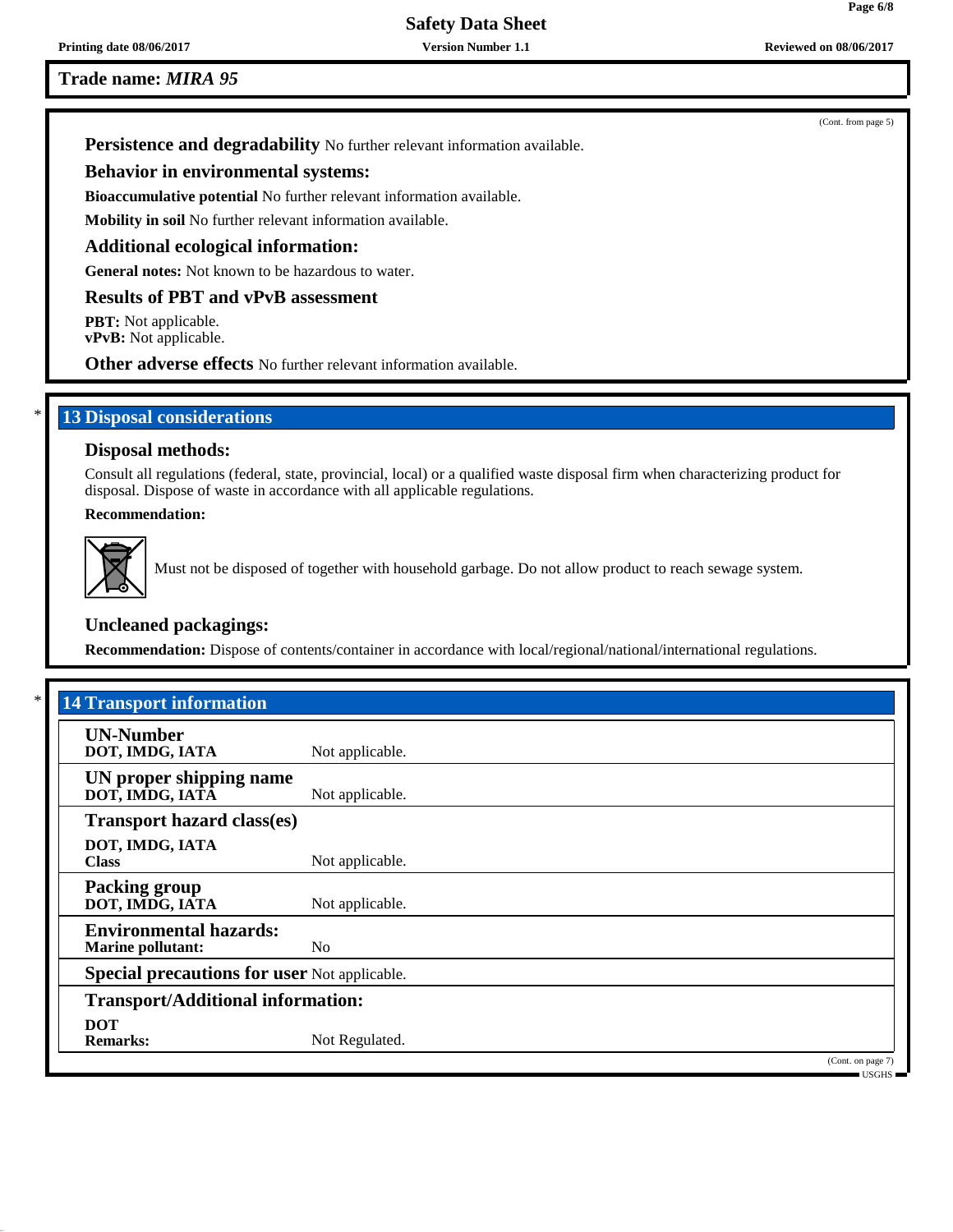**Trade name: *MIRA 95***

(Cont. from page 5)

**Persistence and degradability** No further relevant information available.

### Behavior in environmental systems:

**Bioaccumulative potential** No further relevant information available.

**Mobility in soil** No further relevant information available.

### Additional ecological information:

**General notes:** Not known to be hazardous to water.

### Results of PBT and vPvB assessment

**PBT:** Not applicable.
**vPvB:** Not applicable.

**Other adverse effects** No further relevant information available.

## * 13 Disposal considerations

### Disposal methods:

Consult all regulations (federal, state, provincial, local) or a qualified waste disposal firm when characterizing product for disposal. Dispose of waste in accordance with all applicable regulations.

**Recommendation:**

Must not be disposed of together with household garbage. Do not allow product to reach sewage system.

### Uncleaned packagings:

**Recommendation:** Dispose of contents/container in accordance with local/regional/national/international regulations.

## * 14 Transport information

| | |
|---|---|
| **UN-Number** | |
| **DOT, IMDG, IATA** | Not applicable. |
| **UN proper shipping name** | |
| **DOT, IMDG, IATA** | Not applicable. |
| **Transport hazard class(es)** | |
| **DOT, IMDG, IATA** | |
| **Class** | Not applicable. |
| **Packing group** | |
| **DOT, IMDG, IATA** | Not applicable. |
| **Environmental hazards:** | |
| **Marine pollutant:** | No |
| **Special precautions for user** | Not applicable. |
| **Transport/Additional information:** | |
| **DOT** | |
| **Remarks:** | Not Regulated. |

(Cont. on page 7)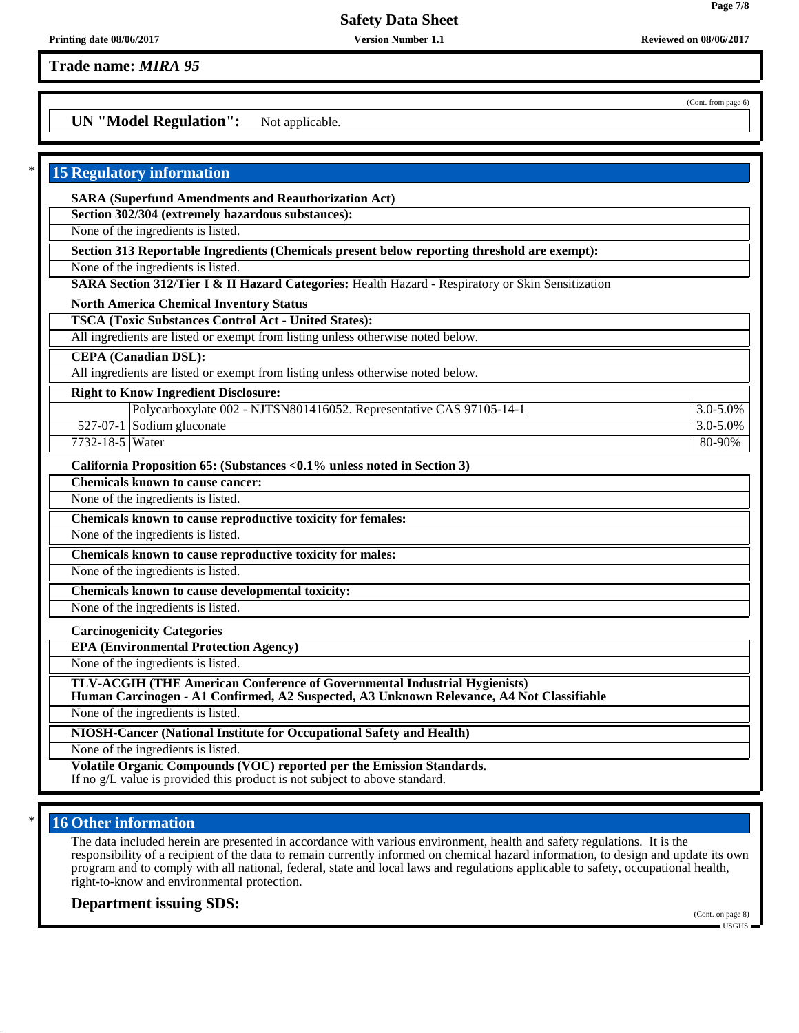**Trade name:** ***MIRA 95***

(Cont. from page 6)

**UN "Model Regulation":** Not applicable.

## 15 Regulatory information

**SARA (Superfund Amendments and Reauthorization Act)**

**Section 302/304 (extremely hazardous substances):**

None of the ingredients is listed.

**Section 313 Reportable Ingredients (Chemicals present below reporting threshold are exempt):**

None of the ingredients is listed.

**SARA Section 312/Tier I & II Hazard Categories:** Health Hazard - Respiratory or Skin Sensitization

**North America Chemical Inventory Status**

**TSCA (Toxic Substances Control Act - United States):**

All ingredients are listed or exempt from listing unless otherwise noted below.

**CEPA (Canadian DSL):**

All ingredients are listed or exempt from listing unless otherwise noted below.

**Right to Know Ingredient Disclosure:**

| CAS | Ingredient | % |
|---|---|---|
| | Polycarboxylate 002 - NJTSN801416052. Representative CAS 97105-14-1 | 3.0-5.0% |
| 527-07-1 | Sodium gluconate | 3.0-5.0% |
| 7732-18-5 | Water | 80-90% |

**California Proposition 65: (Substances <0.1% unless noted in Section 3)**

**Chemicals known to cause cancer:**

None of the ingredients is listed.

**Chemicals known to cause reproductive toxicity for females:**

None of the ingredients is listed.

**Chemicals known to cause reproductive toxicity for males:**

None of the ingredients is listed.

**Chemicals known to cause developmental toxicity:**

None of the ingredients is listed.

**Carcinogenicity Categories**

**EPA (Environmental Protection Agency)**

None of the ingredients is listed.

**TLV-ACGIH (THE American Conference of Governmental Industrial Hygienists)**
**Human Carcinogen - A1 Confirmed, A2 Suspected, A3 Unknown Relevance, A4 Not Classifiable**

None of the ingredients is listed.

**NIOSH-Cancer (National Institute for Occupational Safety and Health)**

None of the ingredients is listed.

**Volatile Organic Compounds (VOC) reported per the Emission Standards.**
If no g/L value is provided this product is not subject to above standard.

## 16 Other information

The data included herein are presented in accordance with various environment, health and safety regulations. It is the responsibility of a recipient of the data to remain currently informed on chemical hazard information, to design and update its own program and to comply with all national, federal, state and local laws and regulations applicable to safety, occupational health, right-to-know and environmental protection.

### Department issuing SDS:

(Cont. on page 8)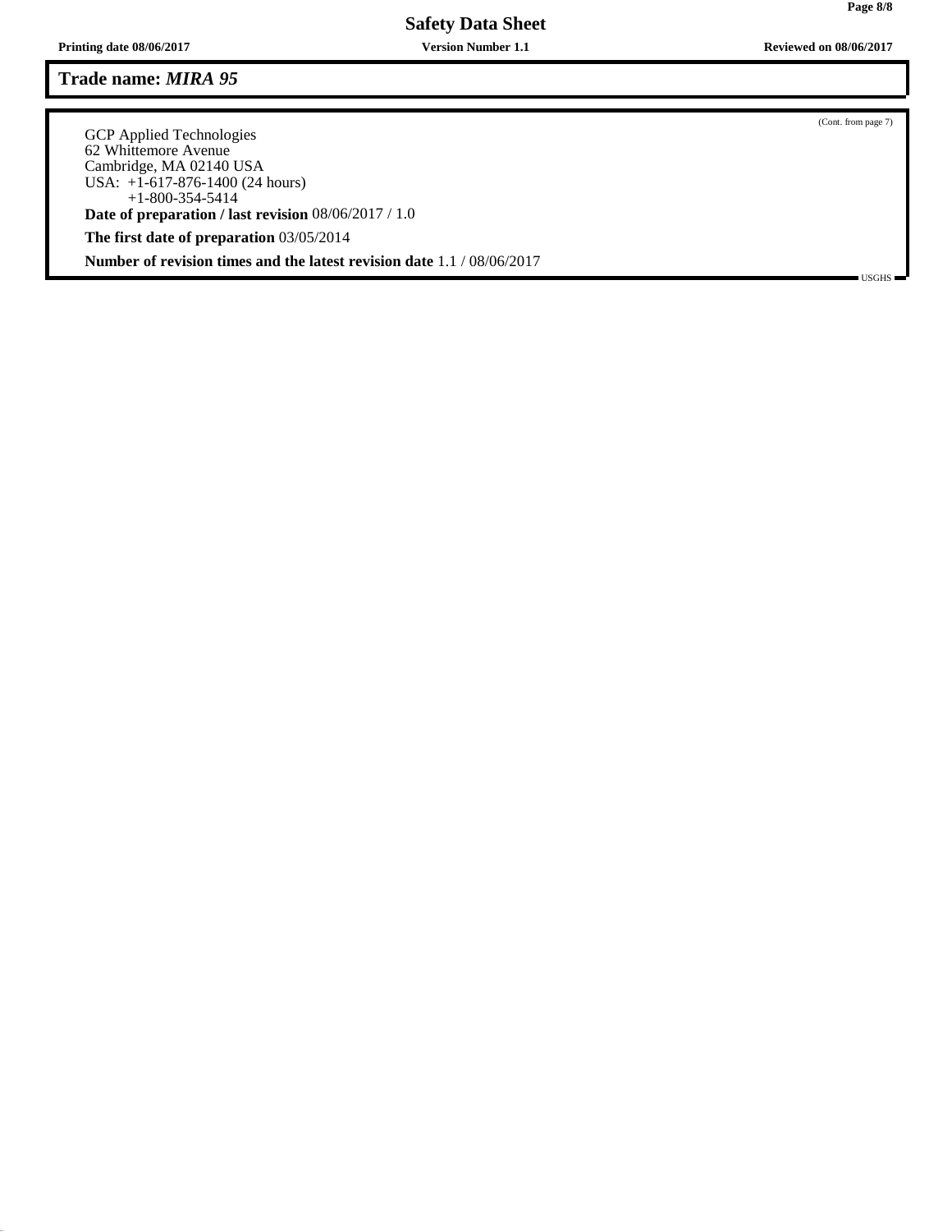## Trade name: *MIRA 95*

(Cont. from page 7)

GCP Applied Technologies
62 Whittemore Avenue
Cambridge, MA 02140 USA
USA: +1-617-876-1400 (24 hours)
+1-800-354-5414

**Date of preparation / last revision** 08/06/2017 / 1.0

**The first date of preparation** 03/05/2014

**Number of revision times and the latest revision date** 1.1 / 08/06/2017

USGHS